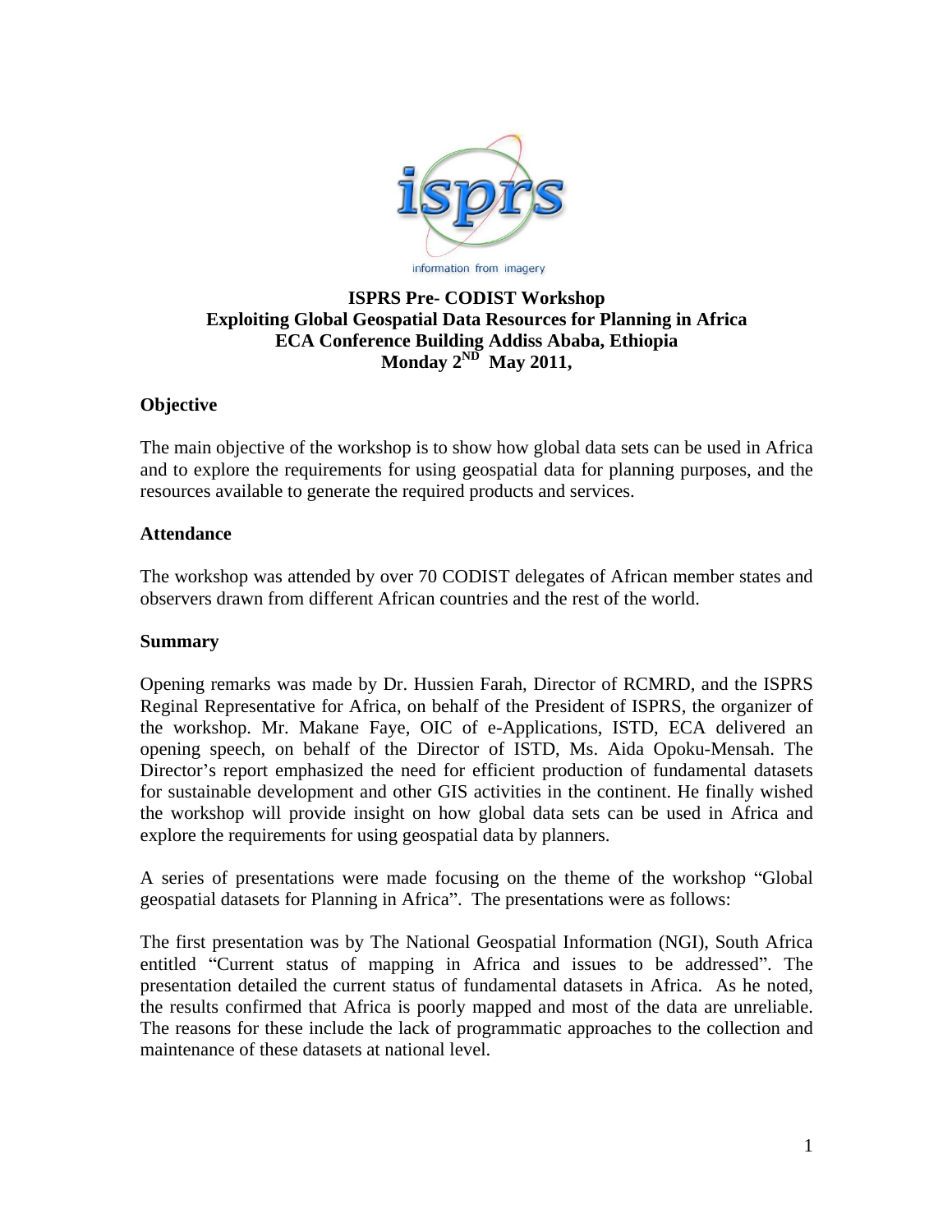**ISPRS Pre- CODIST Workshop**
**Exploiting Global Geospatial Data Resources for Planning in Africa**
**ECA Conference Building Addiss Ababa, Ethiopia**
**Monday 2ND May 2011,**

## Objective

The main objective of the workshop is to show how global data sets can be used in Africa and to explore the requirements for using geospatial data for planning purposes, and the resources available to generate the required products and services.

## Attendance

The workshop was attended by over 70 CODIST delegates of African member states and observers drawn from different African countries and the rest of the world.

## Summary

Opening remarks was made by Dr. Hussien Farah, Director of RCMRD, and the ISPRS Reginal Representative for Africa, on behalf of the President of ISPRS, the organizer of the workshop. Mr. Makane Faye, OIC of e-Applications, ISTD, ECA delivered an opening speech, on behalf of the Director of ISTD, Ms. Aida Opoku-Mensah. The Director's report emphasized the need for efficient production of fundamental datasets for sustainable development and other GIS activities in the continent. He finally wished the workshop will provide insight on how global data sets can be used in Africa and explore the requirements for using geospatial data by planners.

A series of presentations were made focusing on the theme of the workshop "Global geospatial datasets for Planning in Africa". The presentations were as follows:

The first presentation was by The National Geospatial Information (NGI), South Africa entitled "Current status of mapping in Africa and issues to be addressed". The presentation detailed the current status of fundamental datasets in Africa. As he noted, the results confirmed that Africa is poorly mapped and most of the data are unreliable. The reasons for these include the lack of programmatic approaches to the collection and maintenance of these datasets at national level.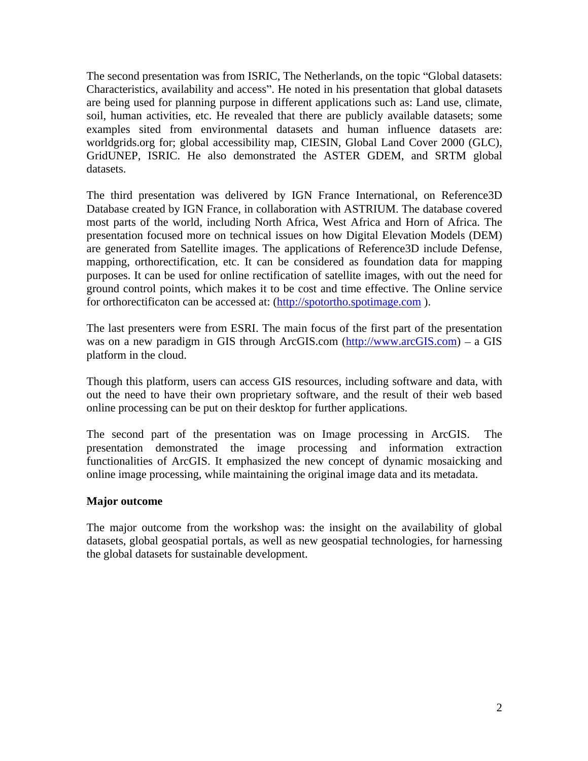The second presentation was from ISRIC, The Netherlands, on the topic "Global datasets: Characteristics, availability and access". He noted in his presentation that global datasets are being used for planning purpose in different applications such as: Land use, climate, soil, human activities, etc. He revealed that there are publicly available datasets; some examples sited from environmental datasets and human influence datasets are: worldgrids.org for; global accessibility map, CIESIN, Global Land Cover 2000 (GLC), GridUNEP, ISRIC. He also demonstrated the ASTER GDEM, and SRTM global datasets.

The third presentation was delivered by IGN France International, on Reference3D Database created by IGN France, in collaboration with ASTRIUM. The database covered most parts of the world, including North Africa, West Africa and Horn of Africa. The presentation focused more on technical issues on how Digital Elevation Models (DEM) are generated from Satellite images. The applications of Reference3D include Defense, mapping, orthorectification, etc. It can be considered as foundation data for mapping purposes. It can be used for online rectification of satellite images, with out the need for ground control points, which makes it to be cost and time effective. The Online service for orthorectificaton can be accessed at: (http://spotortho.spotimage.com ).

The last presenters were from ESRI. The main focus of the first part of the presentation was on a new paradigm in GIS through ArcGIS.com (http://www.arcGIS.com) – a GIS platform in the cloud.

Though this platform, users can access GIS resources, including software and data, with out the need to have their own proprietary software, and the result of their web based online processing can be put on their desktop for further applications.

The second part of the presentation was on Image processing in ArcGIS. The presentation demonstrated the image processing and information extraction functionalities of ArcGIS. It emphasized the new concept of dynamic mosaicking and online image processing, while maintaining the original image data and its metadata.

**Major outcome**

The major outcome from the workshop was: the insight on the availability of global datasets, global geospatial portals, as well as new geospatial technologies, for harnessing the global datasets for sustainable development.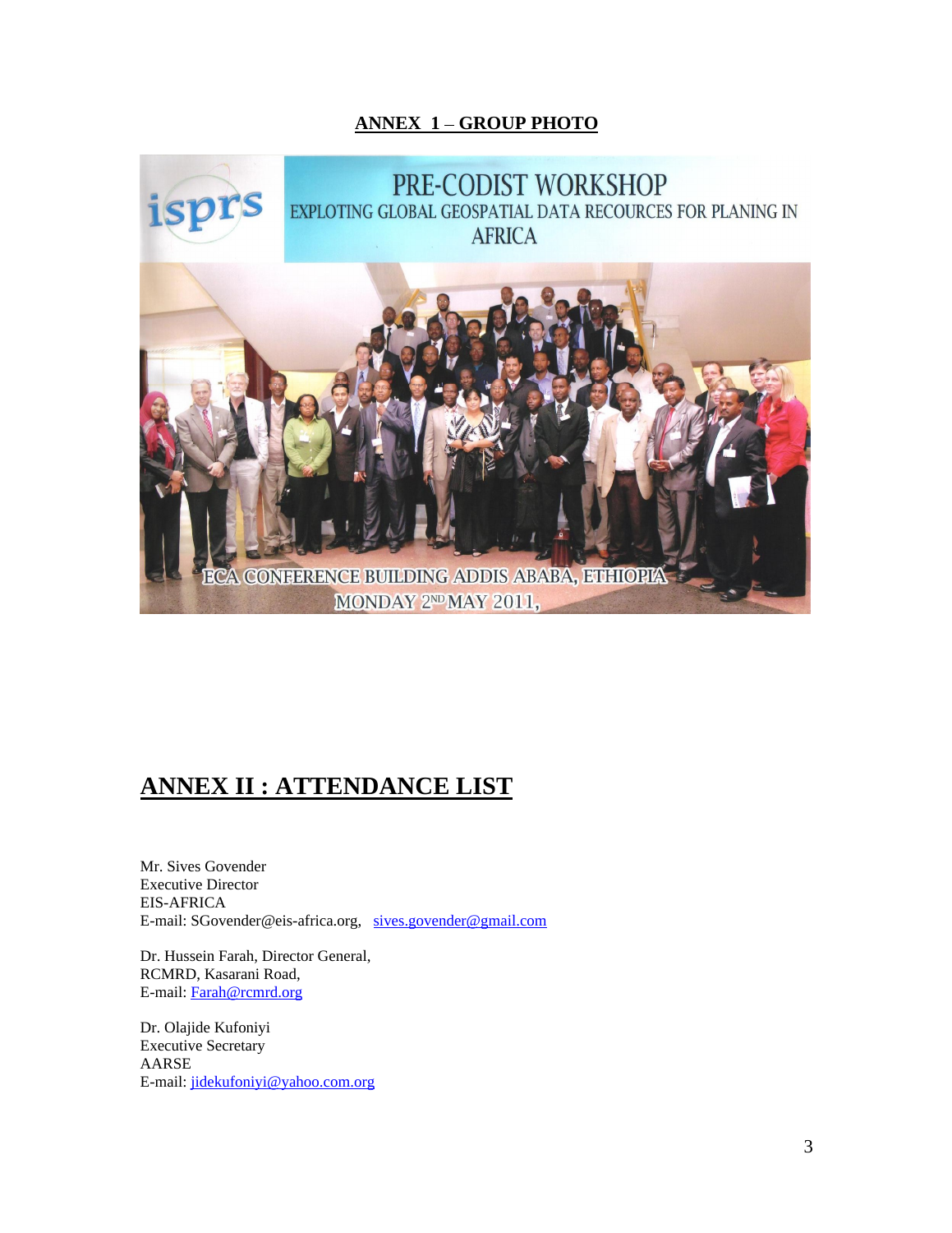## ANNEX 1 – GROUP PHOTO

# ANNEX II : ATTENDANCE LIST

Mr. Sives Govender
Executive Director
EIS-AFRICA
E-mail: SGovender@eis-africa.org, sives.govender@gmail.com

Dr. Hussein Farah, Director General,
RCMRD, Kasarani Road,
E-mail: Farah@rcmrd.org

Dr. Olajide Kufoniyi
Executive Secretary
AARSE
E-mail: jidekufoniyi@yahoo.com.org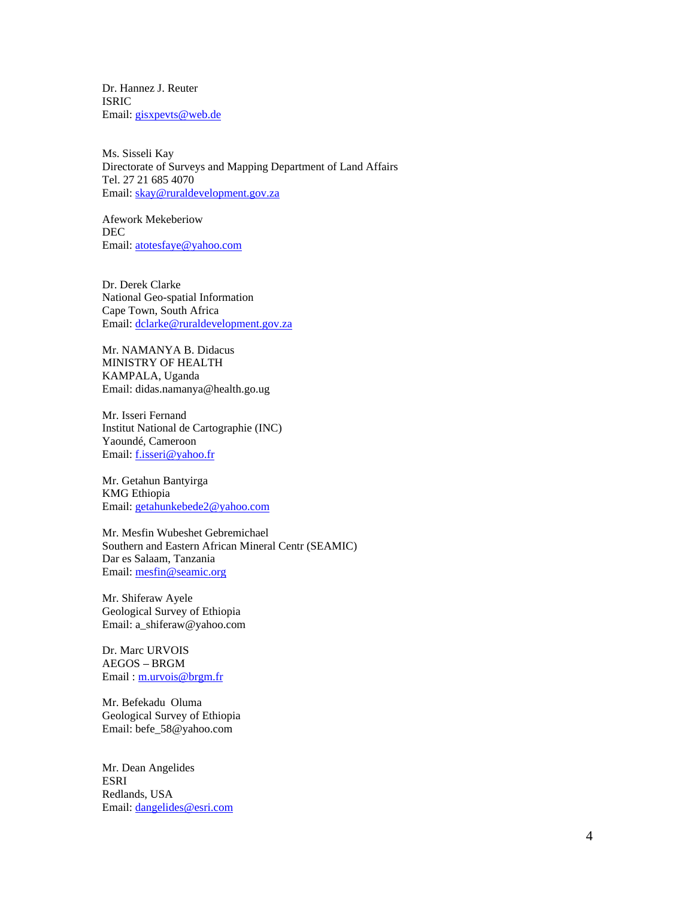Dr. Hannez J. Reuter
ISRIC
Email: gisxpevts@web.de

Ms. Sisseli Kay
Directorate of Surveys and Mapping Department of Land Affairs
Tel. 27 21 685 4070
Email: skay@ruraldevelopment.gov.za

Afework Mekeberiow
DEC
Email: atotesfaye@yahoo.com

Dr. Derek Clarke
National Geo-spatial Information
Cape Town, South Africa
Email: dclarke@ruraldevelopment.gov.za

Mr. NAMANYA B. Didacus
MINISTRY OF HEALTH
KAMPALA, Uganda
Email: didas.namanya@health.go.ug

Mr. Isseri Fernand
Institut National de Cartographie (INC)
Yaoundé, Cameroon
Email: f.isseri@yahoo.fr

Mr. Getahun Bantyirga
KMG Ethiopia
Email: getahunkebede2@yahoo.com

Mr. Mesfin Wubeshet Gebremichael
Southern and Eastern African Mineral Centr (SEAMIC)
Dar es Salaam, Tanzania
Email: mesfin@seamic.org

Mr. Shiferaw Ayele
Geological Survey of Ethiopia
Email: a_shiferaw@yahoo.com

Dr. Marc URVOIS
AEGOS – BRGM
Email : m.urvois@brgm.fr

Mr. Befekadu Oluma
Geological Survey of Ethiopia
Email: befe_58@yahoo.com

Mr. Dean Angelides
ESRI
Redlands, USA
Email: dangelides@esri.com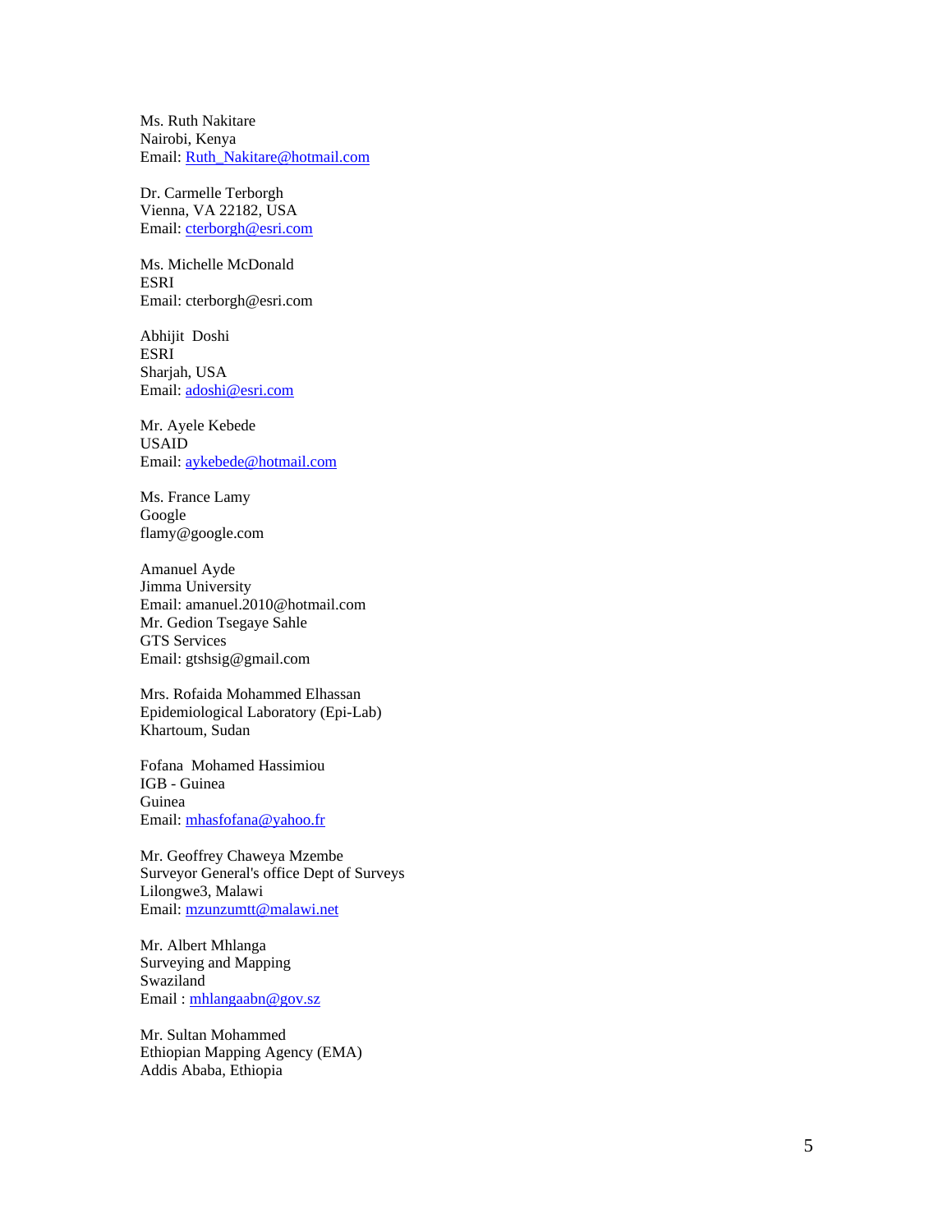Ms. Ruth Nakitare
Nairobi, Kenya
Email: Ruth_Nakitare@hotmail.com

Dr. Carmelle Terborgh
Vienna, VA 22182, USA
Email: cterborgh@esri.com

Ms. Michelle McDonald
ESRI
Email: cterborgh@esri.com

Abhijit Doshi
ESRI
Sharjah, USA
Email: adoshi@esri.com

Mr. Ayele Kebede
USAID
Email: aykebede@hotmail.com

Ms. France Lamy
Google
flamy@google.com

Amanuel Ayde
Jimma University
Email: amanuel.2010@hotmail.com
Mr. Gedion Tsegaye Sahle
GTS Services
Email: gtshsig@gmail.com

Mrs. Rofaida Mohammed Elhassan
Epidemiological Laboratory (Epi-Lab)
Khartoum, Sudan

Fofana Mohamed Hassimiou
IGB - Guinea
Guinea
Email: mhasfofana@yahoo.fr

Mr. Geoffrey Chaweya Mzembe
Surveyor General's office Dept of Surveys
Lilongwe3, Malawi
Email: mzunzumtt@malawi.net

Mr. Albert Mhlanga
Surveying and Mapping
Swaziland
Email : mhlangaabn@gov.sz

Mr. Sultan Mohammed
Ethiopian Mapping Agency (EMA)
Addis Ababa, Ethiopia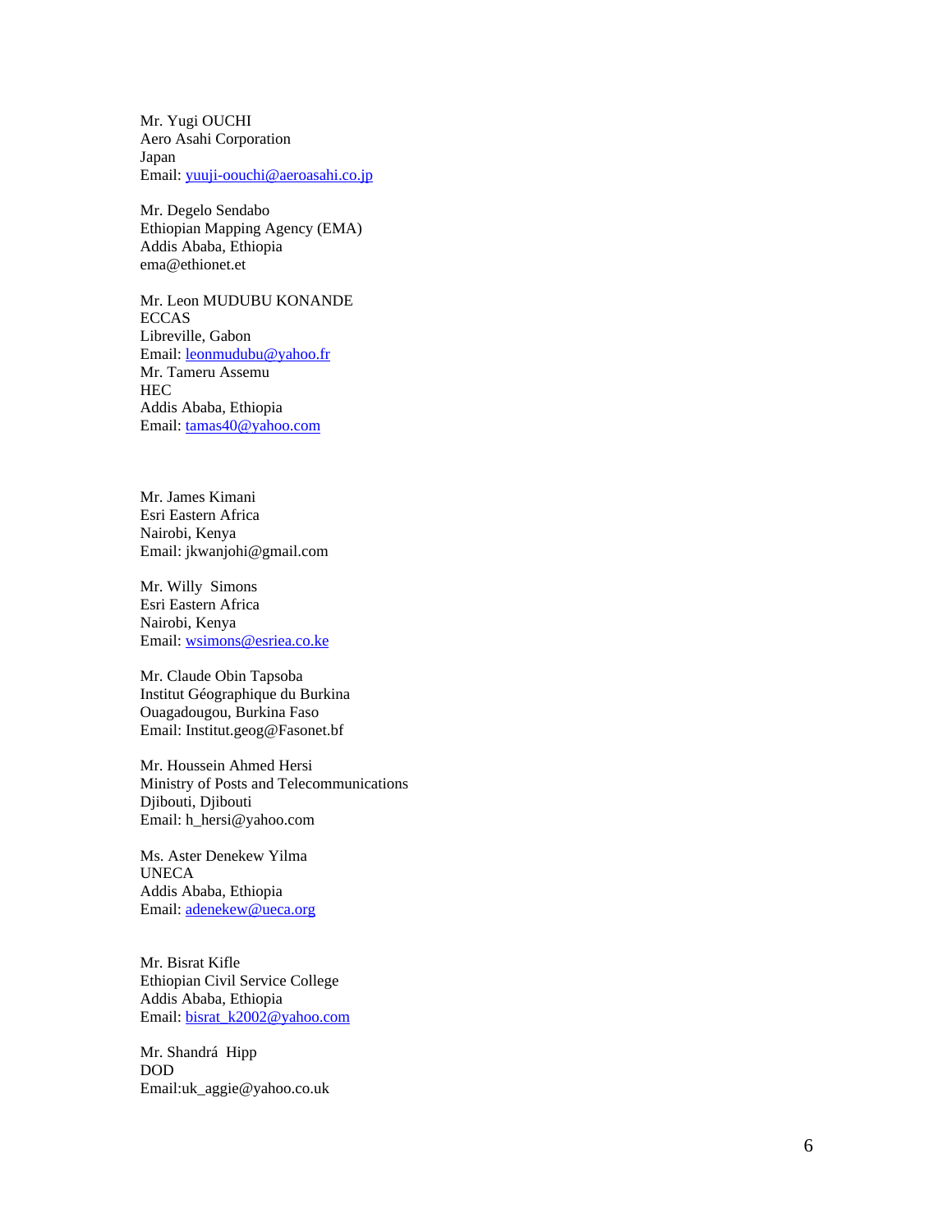Mr. Yugi OUCHI
Aero Asahi Corporation
Japan
Email: yuuji-oouchi@aeroasahi.co.jp

Mr. Degelo Sendabo
Ethiopian Mapping Agency (EMA)
Addis Ababa, Ethiopia
ema@ethionet.et

Mr. Leon MUDUBU KONANDE
ECCAS
Libreville, Gabon
Email: leonmudubu@yahoo.fr

Mr. Tameru Assemu
HEC
Addis Ababa, Ethiopia
Email: tamas40@yahoo.com

Mr. James Kimani
Esri Eastern Africa
Nairobi, Kenya
Email: jkwanjohi@gmail.com

Mr. Willy Simons
Esri Eastern Africa
Nairobi, Kenya
Email: wsimons@esriea.co.ke

Mr. Claude Obin Tapsoba
Institut Géographique du Burkina
Ouagadougou, Burkina Faso
Email: Institut.geog@Fasonet.bf

Mr. Houssein Ahmed Hersi
Ministry of Posts and Telecommunications
Djibouti, Djibouti
Email: h_hersi@yahoo.com

Ms. Aster Denekew Yilma
UNECA
Addis Ababa, Ethiopia
Email: adenekew@ueca.org

Mr. Bisrat Kifle
Ethiopian Civil Service College
Addis Ababa, Ethiopia
Email: bisrat_k2002@yahoo.com

Mr. Shandrá Hipp
DOD
Email:uk_aggie@yahoo.co.uk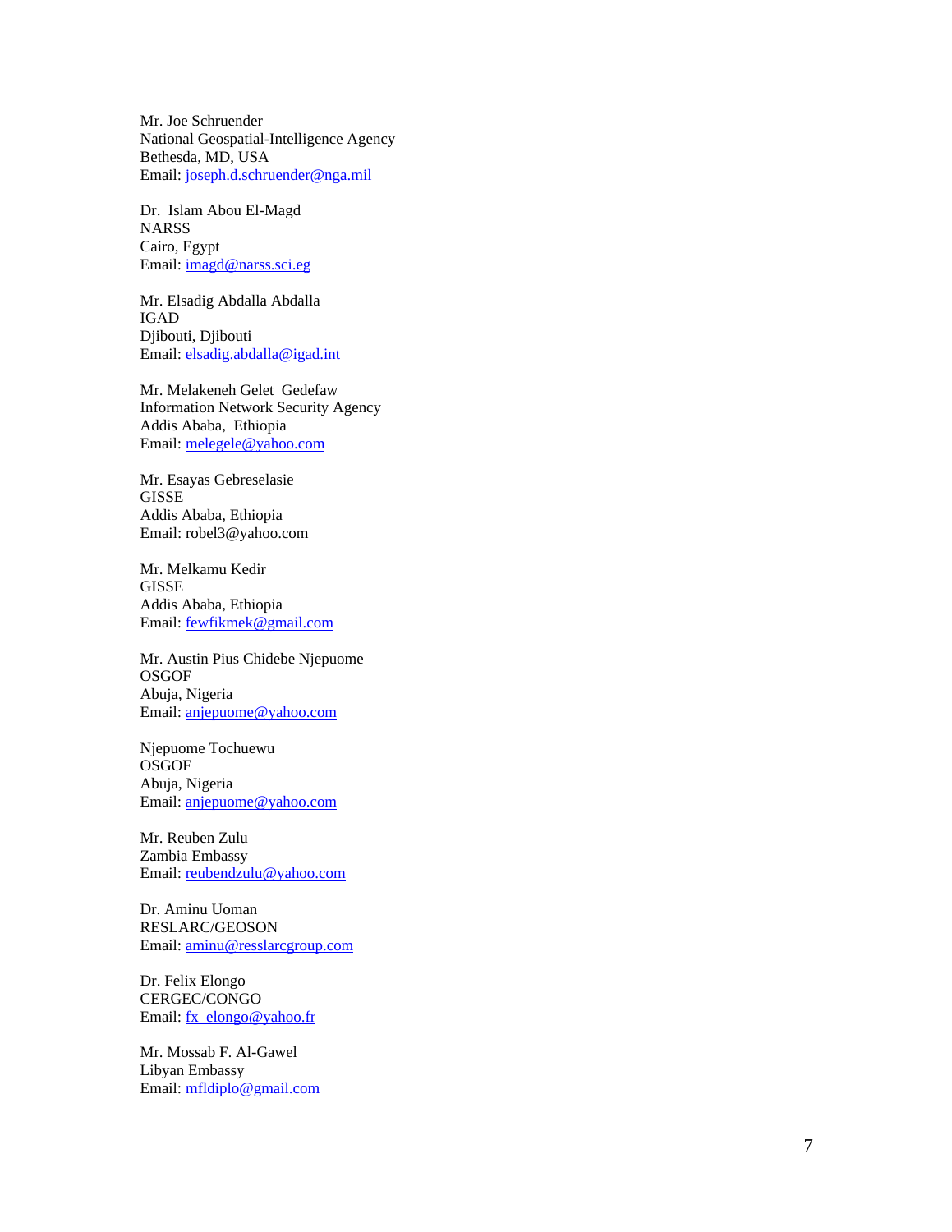Mr. Joe Schruender
National Geospatial-Intelligence Agency
Bethesda, MD, USA
Email: joseph.d.schruender@nga.mil

Dr. Islam Abou El-Magd
NARSS
Cairo, Egypt
Email: imagd@narss.sci.eg

Mr. Elsadig Abdalla Abdalla
IGAD
Djibouti, Djibouti
Email: elsadig.abdalla@igad.int

Mr. Melakeneh Gelet Gedefaw
Information Network Security Agency
Addis Ababa, Ethiopia
Email: melegele@yahoo.com

Mr. Esayas Gebreselasie
GISSE
Addis Ababa, Ethiopia
Email: robel3@yahoo.com

Mr. Melkamu Kedir
GISSE
Addis Ababa, Ethiopia
Email: fewfikmek@gmail.com

Mr. Austin Pius Chidebe Njepuome
OSGOF
Abuja, Nigeria
Email: anjepuome@yahoo.com

Njepuome Tochuewu
OSGOF
Abuja, Nigeria
Email: anjepuome@yahoo.com

Mr. Reuben Zulu
Zambia Embassy
Email: reubendzulu@yahoo.com

Dr. Aminu Uoman
RESLARC/GEOSON
Email: aminu@resslarcgroup.com

Dr. Felix Elongo
CERGEC/CONGO
Email: fx_elongo@yahoo.fr

Mr. Mossab F. Al-Gawel
Libyan Embassy
Email: mfldiplo@gmail.com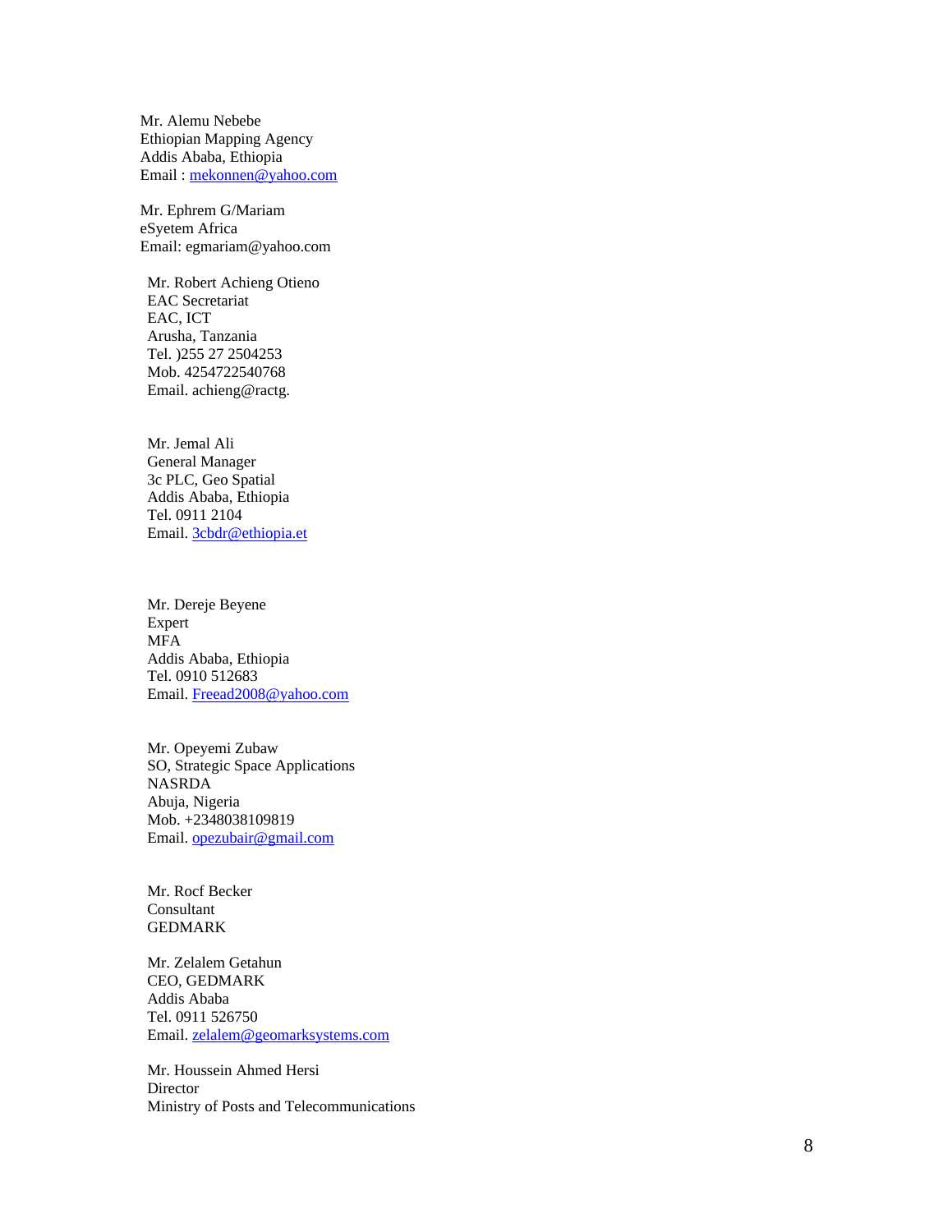Mr. Alemu Nebebe  
Ethiopian Mapping Agency  
Addis Ababa, Ethiopia  
Email : mekonnen@yahoo.com

Mr. Ephrem G/Mariam  
eSyetem Africa  
Email: egmariam@yahoo.com

Mr. Robert Achieng Otieno  
EAC Secretariat  
EAC, ICT  
Arusha, Tanzania  
Tel. )255 27 2504253  
Mob. 4254722540768  
Email. achieng@ractg.

Mr. Jemal Ali  
General Manager  
3c PLC, Geo Spatial  
Addis Ababa, Ethiopia  
Tel. 0911 2104  
Email. 3cbdr@ethiopia.et

Mr. Dereje Beyene  
Expert  
MFA  
Addis Ababa, Ethiopia  
Tel. 0910 512683  
Email. Freead2008@yahoo.com

Mr. Opeyemi Zubaw  
SO, Strategic Space Applications  
NASRDA  
Abuja, Nigeria  
Mob. +2348038109819  
Email. opezubair@gmail.com

Mr. Rocf Becker  
Consultant  
GEDMARK

Mr. Zelalem Getahun  
CEO, GEDMARK  
Addis Ababa  
Tel. 0911 526750  
Email. zelalem@geomarksystems.com

Mr. Houssein Ahmed Hersi  
Director  
Ministry of Posts and Telecommunications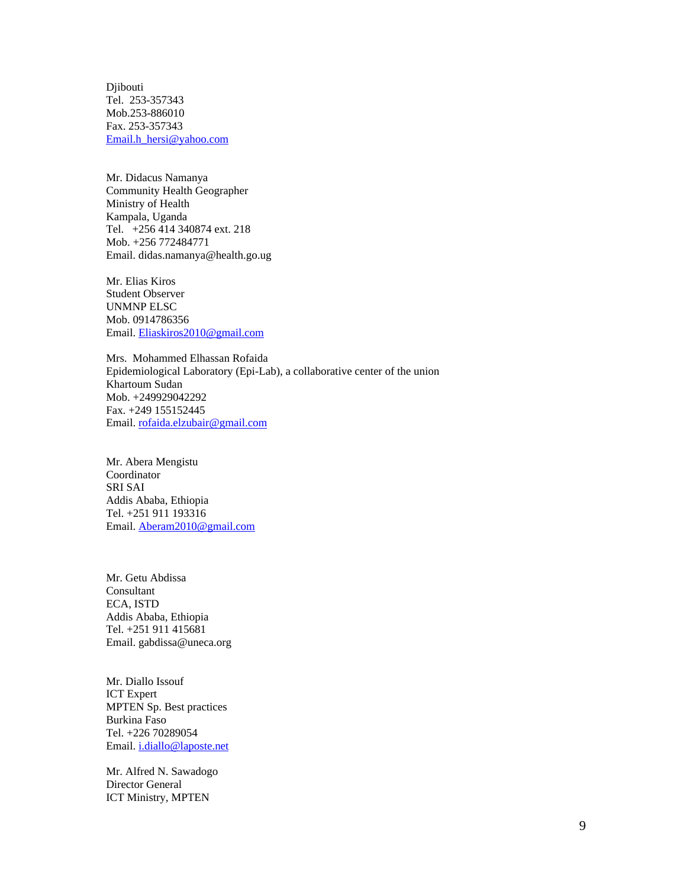Djibouti
Tel. 253-357343
Mob.253-886010
Fax. 253-357343
Email.h_hersi@yahoo.com

Mr. Didacus Namanya
Community Health Geographer
Ministry of Health
Kampala, Uganda
Tel. +256 414 340874 ext. 218
Mob. +256 772484771
Email. didas.namanya@health.go.ug

Mr. Elias Kiros
Student Observer
UNMNP ELSC
Mob. 0914786356
Email. Eliaskiros2010@gmail.com

Mrs. Mohammed Elhassan Rofaida
Epidemiological Laboratory (Epi-Lab), a collaborative center of the union
Khartoum Sudan
Mob. +249929042292
Fax. +249 155152445
Email. rofaida.elzubair@gmail.com

Mr. Abera Mengistu
Coordinator
SRI SAI
Addis Ababa, Ethiopia
Tel. +251 911 193316
Email. Aberam2010@gmail.com

Mr. Getu Abdissa
Consultant
ECA, ISTD
Addis Ababa, Ethiopia
Tel. +251 911 415681
Email. gabdissa@uneca.org

Mr. Diallo Issouf
ICT Expert
MPTEN Sp. Best practices
Burkina Faso
Tel. +226 70289054
Email. i.diallo@laposte.net

Mr. Alfred N. Sawadogo
Director General
ICT Ministry, MPTEN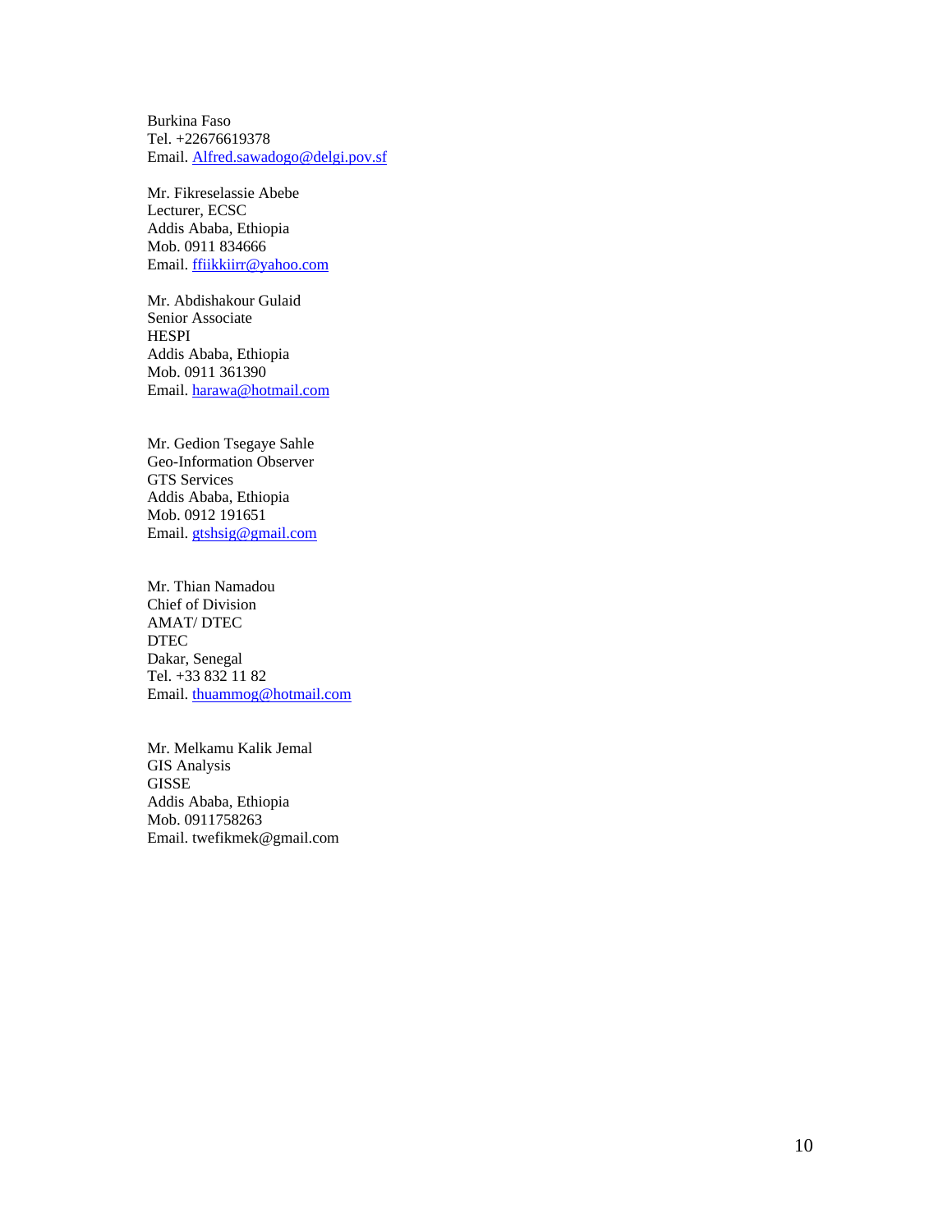Burkina Faso
Tel. +22676619378
Email. Alfred.sawadogo@delgi.pov.sf

Mr. Fikreselassie Abebe
Lecturer, ECSC
Addis Ababa, Ethiopia
Mob. 0911 834666
Email. ffiikkiirr@yahoo.com

Mr. Abdishakour Gulaid
Senior Associate
HESPI
Addis Ababa, Ethiopia
Mob. 0911 361390
Email. harawa@hotmail.com

Mr. Gedion Tsegaye Sahle
Geo-Information Observer
GTS Services
Addis Ababa, Ethiopia
Mob. 0912 191651
Email. gtshsig@gmail.com

Mr. Thian Namadou
Chief of Division
AMAT/ DTEC
DTEC
Dakar, Senegal
Tel. +33 832 11 82
Email. thuammog@hotmail.com

Mr. Melkamu Kalik Jemal
GIS Analysis
GISSE
Addis Ababa, Ethiopia
Mob. 0911758263
Email. twefikmek@gmail.com